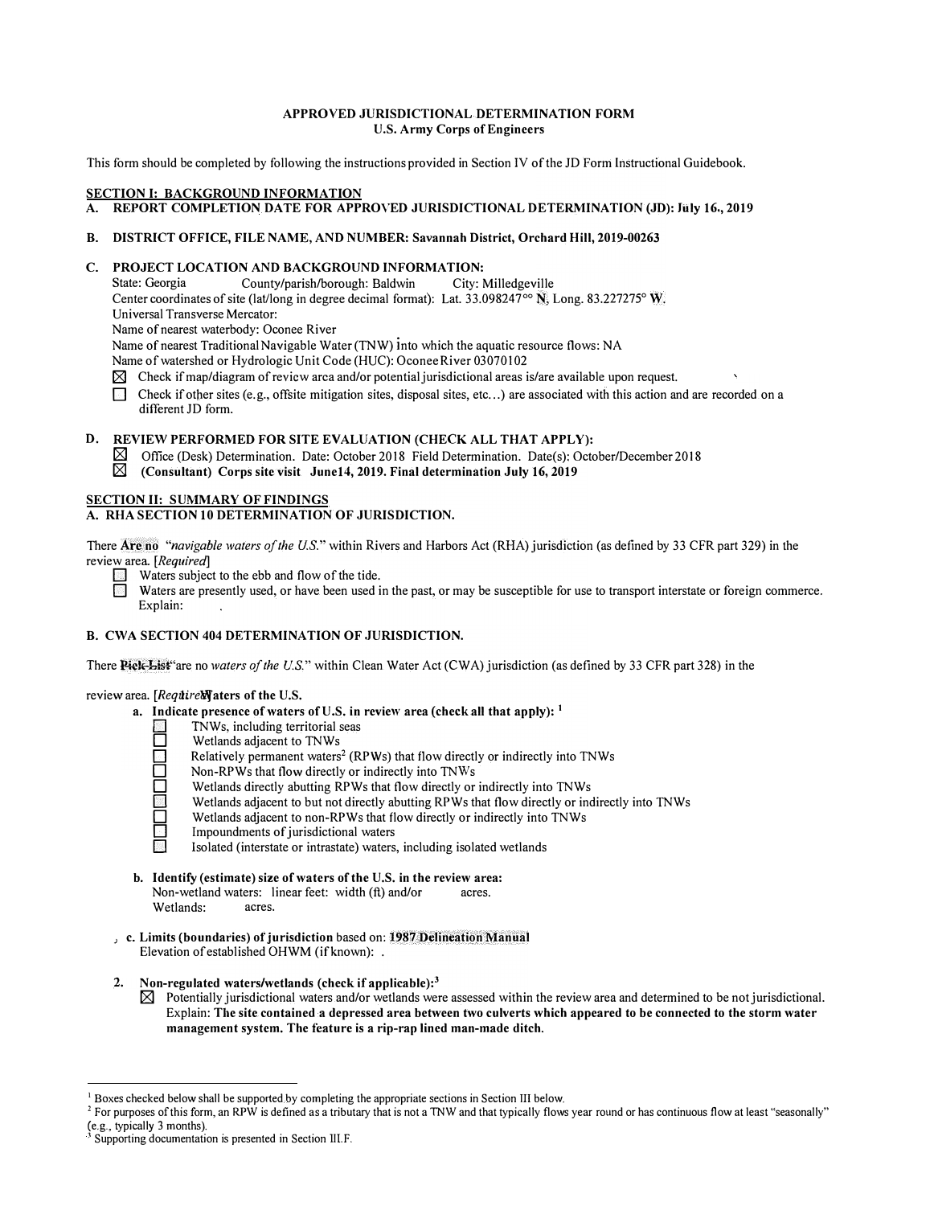# APPROVED JURISDICTIONAL DETERMINATION FORM
## U.S. Army Corps of Engineers

This form should be completed by following the instructions provided in Section IV of the JD Form Instructional Guidebook.

## SECTION I: BACKGROUND INFORMATION

**A. REPORT COMPLETION DATE FOR APPROVED JURISDICTIONAL DETERMINATION (JD): July 16., 2019**

**B. DISTRICT OFFICE, FILE NAME, AND NUMBER: Savannah District, Orchard Hill, 2019-00263**

**C. PROJECT LOCATION AND BACKGROUND INFORMATION:**

State: Georgia County/parish/borough: Baldwin City: Milledgeville
Center coordinates of site (lat/long in degree decimal format): Lat. 33.098247°° **N**, Long. 83.227275° **W**.
Universal Transverse Mercator:
Name of nearest waterbody: Oconee River
Name of nearest Traditional Navigable Water (TNW) into which the aquatic resource flows: NA
Name of watershed or Hydrologic Unit Code (HUC): Oconee River 03070102

- ☒ Check if map/diagram of review area and/or potential jurisdictional areas is/are available upon request.
- ☐ Check if other sites (e.g., offsite mitigation sites, disposal sites, etc…) are associated with this action and are recorded on a different JD form.

**D. REVIEW PERFORMED FOR SITE EVALUATION (CHECK ALL THAT APPLY):**

- ☒ Office (Desk) Determination. Date: October 2018 Field Determination. Date(s): October/December 2018
- ☒ **(Consultant) Corps site visit June14, 2019. Final determination July 16, 2019**

## SECTION II: SUMMARY OF FINDINGS

**A. RHA SECTION 10 DETERMINATION OF JURISDICTION.**

There **Are no** "*navigable waters of the U.S.*" within Rivers and Harbors Act (RHA) jurisdiction (as defined by 33 CFR part 329) in the review area. [*Required*]

- ☐ Waters subject to the ebb and flow of the tide.
- ☐ Waters are presently used, or have been used in the past, or may be susceptible for use to transport interstate or foreign commerce. Explain:

**B. CWA SECTION 404 DETERMINATION OF JURISDICTION.**

There **Pick List** "are no *waters of the U.S.*" within Clean Water Act (CWA) jurisdiction (as defined by 33 CFR part 328) in the review area. [*Required*]

**1. Waters of the U.S.**

**a. Indicate presence of waters of U.S. in review area (check all that apply):** [1]

- ☐ TNWs, including territorial seas
- ☐ Wetlands adjacent to TNWs
- ☐ Relatively permanent waters[2] (RPWs) that flow directly or indirectly into TNWs
- ☐ Non-RPWs that flow directly or indirectly into TNWs
- ☐ Wetlands directly abutting RPWs that flow directly or indirectly into TNWs
- ☐ Wetlands adjacent to but not directly abutting RPWs that flow directly or indirectly into TNWs
- ☐ Wetlands adjacent to non-RPWs that flow directly or indirectly into TNWs
- ☐ Impoundments of jurisdictional waters
- ☐ Isolated (interstate or intrastate) waters, including isolated wetlands

**b. Identify (estimate) size of waters of the U.S. in the review area:**
Non-wetland waters: linear feet: width (ft) and/or acres.
Wetlands: acres.

**c. Limits (boundaries) of jurisdiction** based on: **1987 Delineation Manual**
Elevation of established OHWM (if known): .

**2. Non-regulated waters/wetlands (check if applicable):**[3]

- ☒ Potentially jurisdictional waters and/or wetlands were assessed within the review area and determined to be not jurisdictional. Explain: **The site contained a depressed area between two culverts which appeared to be connected to the storm water management system. The feature is a rip-rap lined man-made ditch.**

---

[1] Boxes checked below shall be supported by completing the appropriate sections in Section III below.
[2] For purposes of this form, an RPW is defined as a tributary that is not a TNW and that typically flows year round or has continuous flow at least "seasonally" (e.g., typically 3 months).
[3] Supporting documentation is presented in Section III.F.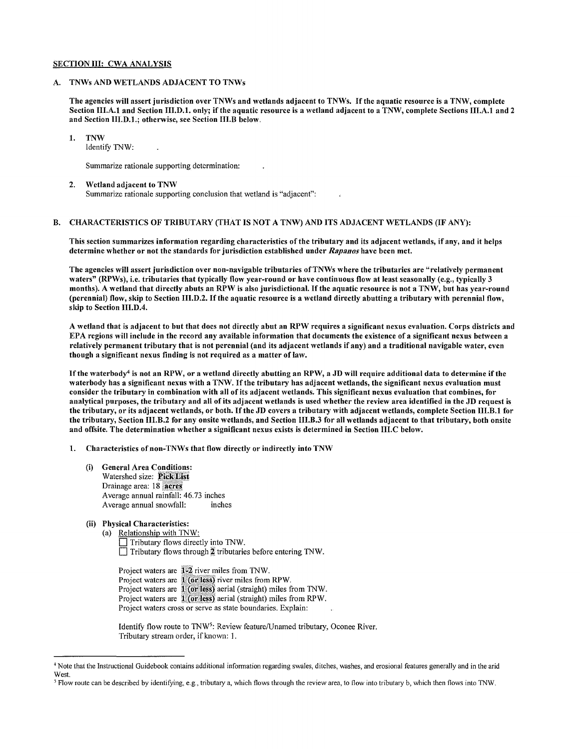## SECTION III: CWA ANALYSIS

### A. TNWs AND WETLANDS ADJACENT TO TNWs

**The agencies will assert jurisdiction over TNWs and wetlands adjacent to TNWs. If the aquatic resource is a TNW, complete Section III.A.1 and Section III.D.1. only; if the aquatic resource is a wetland adjacent to a TNW, complete Sections III.A.1 and 2 and Section III.D.1.; otherwise, see Section III.B below.**

1. **TNW**
   Identify TNW: .

   Summarize rationale supporting determination: .

2. **Wetland adjacent to TNW**
   Summarize rationale supporting conclusion that wetland is "adjacent": .

### B. CHARACTERISTICS OF TRIBUTARY (THAT IS NOT A TNW) AND ITS ADJACENT WETLANDS (IF ANY):

**This section summarizes information regarding characteristics of the tributary and its adjacent wetlands, if any, and it helps determine whether or not the standards for jurisdiction established under *Rapanos* have been met.**

**The agencies will assert jurisdiction over non-navigable tributaries of TNWs where the tributaries are "relatively permanent waters" (RPWs), i.e. tributaries that typically flow year-round or have continuous flow at least seasonally (e.g., typically 3 months). A wetland that directly abuts an RPW is also jurisdictional. If the aquatic resource is not a TNW, but has year-round (perennial) flow, skip to Section III.D.2. If the aquatic resource is a wetland directly abutting a tributary with perennial flow, skip to Section III.D.4.**

**A wetland that is adjacent to but that does not directly abut an RPW requires a significant nexus evaluation. Corps districts and EPA regions will include in the record any available information that documents the existence of a significant nexus between a relatively permanent tributary that is not perennial (and its adjacent wetlands if any) and a traditional navigable water, even though a significant nexus finding is not required as a matter of law.**

**If the waterbody[4] is not an RPW, or a wetland directly abutting an RPW, a JD will require additional data to determine if the waterbody has a significant nexus with a TNW. If the tributary has adjacent wetlands, the significant nexus evaluation must consider the tributary in combination with all of its adjacent wetlands. This significant nexus evaluation that combines, for analytical purposes, the tributary and all of its adjacent wetlands is used whether the review area identified in the JD request is the tributary, or its adjacent wetlands, or both. If the JD covers a tributary with adjacent wetlands, complete Section III.B.1 for the tributary, Section III.B.2 for any onsite wetlands, and Section III.B.3 for all wetlands adjacent to that tributary, both onsite and offsite. The determination whether a significant nexus exists is determined in Section III.C below.**

1. **Characteristics of non-TNWs that flow directly or indirectly into TNW**

   (i) **General Area Conditions:**
   Watershed size: **Pick List**
   Drainage area: 18 **acres**
   Average annual rainfall: 46.73 inches
   Average annual snowfall: inches

   (ii) **Physical Characteristics:**

   (a) Relationship with TNW:
   ☐ Tributary flows directly into TNW.
   ☐ Tributary flows through **2** tributaries before entering TNW.

   Project waters are **1-2** river miles from TNW.
   Project waters are **1 (or less)** river miles from RPW.
   Project waters are **1 (or less)** aerial (straight) miles from TNW.
   Project waters are **1 (or less)** aerial (straight) miles from RPW.
   Project waters cross or serve as state boundaries. Explain: .

   Identify flow route to TNW[5]: Review feature/Unamed tributary, Oconee River.
   Tributary stream order, if known: 1.

---

[4] Note that the Instructional Guidebook contains additional information regarding swales, ditches, washes, and erosional features generally and in the arid West.

[5] Flow route can be described by identifying, e.g., tributary a, which flows through the review area, to flow into tributary b, which then flows into TNW.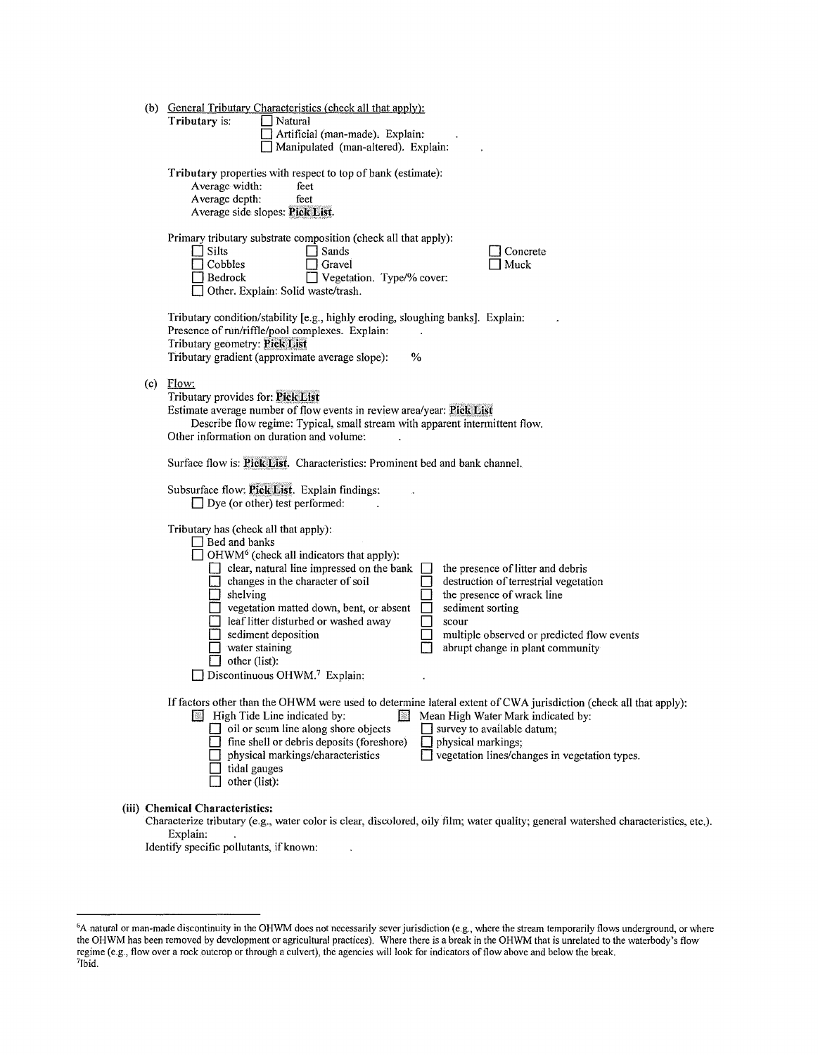(b) General Tributary Characteristics (check all that apply):

**Tributary** is: ☐ Natural
☐ Artificial (man-made). Explain: .
☐ Manipulated (man-altered). Explain: .

**Tributary** properties with respect to top of bank (estimate):
Average width: feet
Average depth: feet
Average side slopes: **Pick List**.

Primary tributary substrate composition (check all that apply):

☐ Silts ☐ Sands ☐ Concrete
☐ Cobbles ☐ Gravel ☐ Muck
☐ Bedrock ☐ Vegetation. Type/% cover:
☐ Other. Explain: Solid waste/trash.

Tributary condition/stability [e.g., highly eroding, sloughing banks]. Explain: .
Presence of run/riffle/pool complexes. Explain: .
Tributary geometry: **Pick List**
Tributary gradient (approximate average slope): %

(c) Flow:

Tributary provides for: **Pick List**
Estimate average number of flow events in review area/year: **Pick List**
Describe flow regime: Typical, small stream with apparent intermittent flow.
Other information on duration and volume: .

Surface flow is: **Pick List**. Characteristics: Prominent bed and bank channel.

Subsurface flow: **Pick List**. Explain findings: .
☐ Dye (or other) test performed: .

Tributary has (check all that apply):
☐ Bed and banks
☐ OHWM[6] (check all indicators that apply):

☐ clear, natural line impressed on the bank ☐ the presence of litter and debris
☐ changes in the character of soil ☐ destruction of terrestrial vegetation
☐ shelving ☐ the presence of wrack line
☐ vegetation matted down, bent, or absent ☐ sediment sorting
☐ leaf litter disturbed or washed away ☐ scour
☐ sediment deposition ☐ multiple observed or predicted flow events
☐ water staining ☐ abrupt change in plant community
☐ other (list):

☐ Discontinuous OHWM.[7] Explain: .

If factors other than the OHWM were used to determine lateral extent of CWA jurisdiction (check all that apply):

☐ High Tide Line indicated by: ☐ Mean High Water Mark indicated by:
☐ oil or scum line along shore objects ☐ survey to available datum;
☐ fine shell or debris deposits (foreshore) ☐ physical markings;
☐ physical markings/characteristics ☐ vegetation lines/changes in vegetation types.
☐ tidal gauges
☐ other (list):

(iii) **Chemical Characteristics:**

Characterize tributary (e.g., water color is clear, discolored, oily film; water quality; general watershed characteristics, etc.).
Explain: .
Identify specific pollutants, if known: .

---

[6]A natural or man-made discontinuity in the OHWM does not necessarily sever jurisdiction (e.g., where the stream temporarily flows underground, or where the OHWM has been removed by development or agricultural practices). Where there is a break in the OHWM that is unrelated to the waterbody's flow regime (e.g., flow over a rock outcrop or through a culvert), the agencies will look for indicators of flow above and below the break.

[7]Ibid.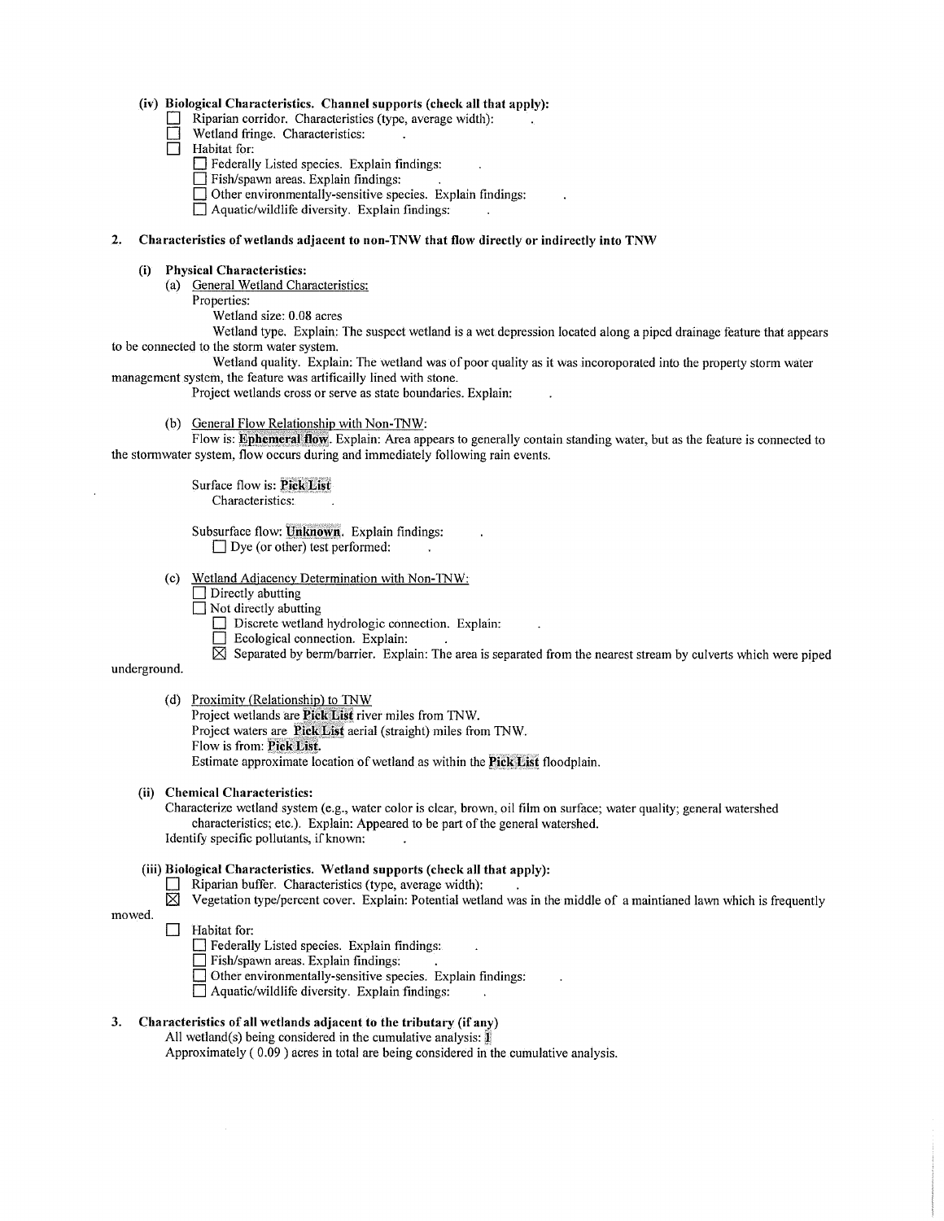**(iv) Biological Characteristics. Channel supports (check all that apply):**

- ☐ Riparian corridor. Characteristics (type, average width): .
- ☐ Wetland fringe. Characteristics: .
- ☐ Habitat for:
  - ☐ Federally Listed species. Explain findings: .
  - ☐ Fish/spawn areas. Explain findings: .
  - ☐ Other environmentally-sensitive species. Explain findings: .
  - ☐ Aquatic/wildlife diversity. Explain findings: .

**2. Characteristics of wetlands adjacent to non-TNW that flow directly or indirectly into TNW**

**(i) Physical Characteristics:**

(a) General Wetland Characteristics:

Properties:

Wetland size: 0.08 acres

Wetland type. Explain: The suspect wetland is a wet depression located along a piped drainage feature that appears to be connected to the storm water system.

Wetland quality. Explain: The wetland was of poor quality as it was incoroporated into the property storm water management system, the feature was artificailly lined with stone.

Project wetlands cross or serve as state boundaries. Explain: .

(b) General Flow Relationship with Non-TNW:

Flow is: **Ephemeral flow**. Explain: Area appears to generally contain standing water, but as the feature is connected to the stormwater system, flow occurs during and immediately following rain events.

Surface flow is: **Pick List**

Characteristics: .

Subsurface flow: **Unknown**. Explain findings: .

☐ Dye (or other) test performed: .

(c) Wetland Adjacency Determination with Non-TNW:

- ☐ Directly abutting
- ☐ Not directly abutting
  - ☐ Discrete wetland hydrologic connection. Explain: .
  - ☐ Ecological connection. Explain: .
  - ☒ Separated by berm/barrier. Explain: The area is separated from the nearest stream by culverts which were piped underground.

(d) Proximity (Relationship) to TNW

Project wetlands are **Pick List** river miles from TNW.

Project waters are **Pick List** aerial (straight) miles from TNW.

Flow is from: **Pick List.**

Estimate approximate location of wetland as within the **Pick List** floodplain.

**(ii) Chemical Characteristics:**

Characterize wetland system (e.g., water color is clear, brown, oil film on surface; water quality; general watershed characteristics; etc.). Explain: Appeared to be part of the general watershed.

Identify specific pollutants, if known: .

**(iii) Biological Characteristics. Wetland supports (check all that apply):**

- ☐ Riparian buffer. Characteristics (type, average width): .
- ☒ Vegetation type/percent cover. Explain: Potential wetland was in the middle of a maintianed lawn which is frequently mowed.
- ☐ Habitat for:
  - ☐ Federally Listed species. Explain findings: .
  - ☐ Fish/spawn areas. Explain findings: .
  - ☐ Other environmentally-sensitive species. Explain findings: .
  - ☐ Aquatic/wildlife diversity. Explain findings: .

**3. Characteristics of all wetlands adjacent to the tributary (if any)**

All wetland(s) being considered in the cumulative analysis: **1**

Approximately ( 0.09 ) acres in total are being considered in the cumulative analysis.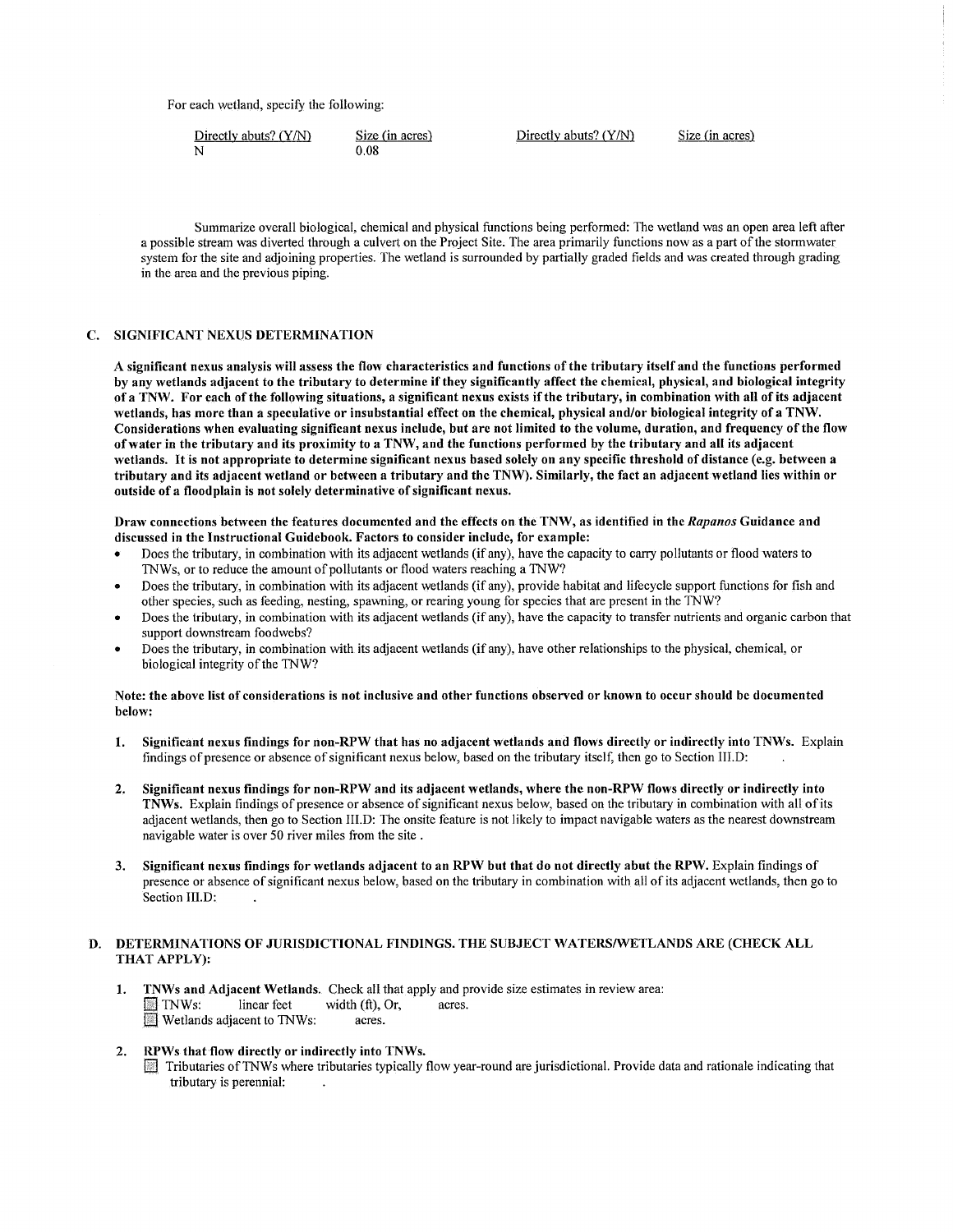For each wetland, specify the following:

| Directly abuts? (Y/N) | Size (in acres) | Directly abuts? (Y/N) | Size (in acres) |
|---|---|---|---|
| N | 0.08 | | |

Summarize overall biological, chemical and physical functions being performed: The wetland was an open area left after a possible stream was diverted through a culvert on the Project Site. The area primarily functions now as a part of the stormwater system for the site and adjoining properties. The wetland is surrounded by partially graded fields and was created through grading in the area and the previous piping.

## C. SIGNIFICANT NEXUS DETERMINATION

**A significant nexus analysis will assess the flow characteristics and functions of the tributary itself and the functions performed by any wetlands adjacent to the tributary to determine if they significantly affect the chemical, physical, and biological integrity of a TNW. For each of the following situations, a significant nexus exists if the tributary, in combination with all of its adjacent wetlands, has more than a speculative or insubstantial effect on the chemical, physical and/or biological integrity of a TNW. Considerations when evaluating significant nexus include, but are not limited to the volume, duration, and frequency of the flow of water in the tributary and its proximity to a TNW, and the functions performed by the tributary and all its adjacent wetlands. It is not appropriate to determine significant nexus based solely on any specific threshold of distance (e.g. between a tributary and its adjacent wetland or between a tributary and the TNW). Similarly, the fact an adjacent wetland lies within or outside of a floodplain is not solely determinative of significant nexus.**

**Draw connections between the features documented and the effects on the TNW, as identified in the *Rapanos* Guidance and discussed in the Instructional Guidebook. Factors to consider include, for example:**

- Does the tributary, in combination with its adjacent wetlands (if any), have the capacity to carry pollutants or flood waters to TNWs, or to reduce the amount of pollutants or flood waters reaching a TNW?
- Does the tributary, in combination with its adjacent wetlands (if any), provide habitat and lifecycle support functions for fish and other species, such as feeding, nesting, spawning, or rearing young for species that are present in the TNW?
- Does the tributary, in combination with its adjacent wetlands (if any), have the capacity to transfer nutrients and organic carbon that support downstream foodwebs?
- Does the tributary, in combination with its adjacent wetlands (if any), have other relationships to the physical, chemical, or biological integrity of the TNW?

**Note: the above list of considerations is not inclusive and other functions observed or known to occur should be documented below:**

1. **Significant nexus findings for non-RPW that has no adjacent wetlands and flows directly or indirectly into TNWs.** Explain findings of presence or absence of significant nexus below, based on the tributary itself, then go to Section III.D: .

2. **Significant nexus findings for non-RPW and its adjacent wetlands, where the non-RPW flows directly or indirectly into TNWs.** Explain findings of presence or absence of significant nexus below, based on the tributary in combination with all of its adjacent wetlands, then go to Section III.D: The onsite feature is not likely to impact navigable waters as the nearest downstream navigable water is over 50 river miles from the site .

3. **Significant nexus findings for wetlands adjacent to an RPW but that do not directly abut the RPW.** Explain findings of presence or absence of significant nexus below, based on the tributary in combination with all of its adjacent wetlands, then go to Section III.D: .

## D. DETERMINATIONS OF JURISDICTIONAL FINDINGS. THE SUBJECT WATERS/WETLANDS ARE (CHECK ALL THAT APPLY):

1. **TNWs and Adjacent Wetlands.** Check all that apply and provide size estimates in review area:
   - ☐ TNWs: linear feet width (ft), Or, acres.
   - ☐ Wetlands adjacent to TNWs: acres.

2. **RPWs that flow directly or indirectly into TNWs.**
   - ☐ Tributaries of TNWs where tributaries typically flow year-round are jurisdictional. Provide data and rationale indicating that tributary is perennial: .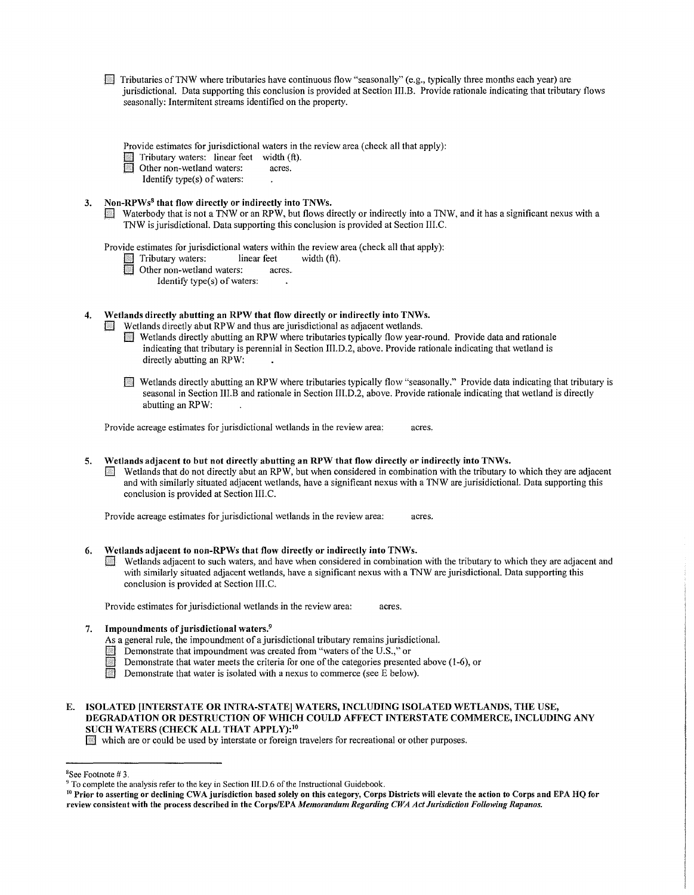☐ Tributaries of TNW where tributaries have continuous flow "seasonally" (e.g., typically three months each year) are jurisdictional. Data supporting this conclusion is provided at Section III.B. Provide rationale indicating that tributary flows seasonally: Intermitent streams identified on the property.

Provide estimates for jurisdictional waters in the review area (check all that apply):

☐ Tributary waters: linear feet width (ft).

☐ Other non-wetland waters: acres.

Identify type(s) of waters: .

**3. Non-RPWs[8] that flow directly or indirectly into TNWs.**

☐ Waterbody that is not a TNW or an RPW, but flows directly or indirectly into a TNW, and it has a significant nexus with a TNW is jurisdictional. Data supporting this conclusion is provided at Section III.C.

Provide estimates for jurisdictional waters within the review area (check all that apply):

☐ Tributary waters: linear feet width (ft).

☐ Other non-wetland waters: acres.

Identify type(s) of waters: .

**4. Wetlands directly abutting an RPW that flow directly or indirectly into TNWs.**

☐ Wetlands directly abut RPW and thus are jurisdictional as adjacent wetlands.

☐ Wetlands directly abutting an RPW where tributaries typically flow year-round. Provide data and rationale indicating that tributary is perennial in Section III.D.2, above. Provide rationale indicating that wetland is directly abutting an RPW: .

☐ Wetlands directly abutting an RPW where tributaries typically flow "seasonally." Provide data indicating that tributary is seasonal in Section III.B and rationale in Section III.D.2, above. Provide rationale indicating that wetland is directly abutting an RPW: .

Provide acreage estimates for jurisdictional wetlands in the review area: acres.

**5. Wetlands adjacent to but not directly abutting an RPW that flow directly or indirectly into TNWs.**

☐ Wetlands that do not directly abut an RPW, but when considered in combination with the tributary to which they are adjacent and with similarly situated adjacent wetlands, have a significant nexus with a TNW are jurisidictional. Data supporting this conclusion is provided at Section III.C.

Provide acreage estimates for jurisdictional wetlands in the review area: acres.

**6. Wetlands adjacent to non-RPWs that flow directly or indirectly into TNWs.**

☐ Wetlands adjacent to such waters, and have when considered in combination with the tributary to which they are adjacent and with similarly situated adjacent wetlands, have a significant nexus with a TNW are jurisdictional. Data supporting this conclusion is provided at Section III.C.

Provide estimates for jurisdictional wetlands in the review area: acres.

**7. Impoundments of jurisdictional waters.[9]**

As a general rule, the impoundment of a jurisdictional tributary remains jurisdictional.

☐ Demonstrate that impoundment was created from "waters of the U.S.," or

☐ Demonstrate that water meets the criteria for one of the categories presented above (1-6), or

☐ Demonstrate that water is isolated with a nexus to commerce (see E below).

**E. ISOLATED [INTERSTATE OR INTRA-STATE] WATERS, INCLUDING ISOLATED WETLANDS, THE USE, DEGRADATION OR DESTRUCTION OF WHICH COULD AFFECT INTERSTATE COMMERCE, INCLUDING ANY SUCH WATERS (CHECK ALL THAT APPLY):[10]**

☐ which are or could be used by interstate or foreign travelers for recreational or other purposes.

---

[8]See Footnote # 3.

[9] To complete the analysis refer to the key in Section III.D.6 of the Instructional Guidebook.

[10] **Prior to asserting or declining CWA jurisdiction based solely on this category, Corps Districts will elevate the action to Corps and EPA HQ for review consistent with the process described in the Corps/EPA *Memorandum Regarding CWA Act Jurisdiction Following Rapanos.***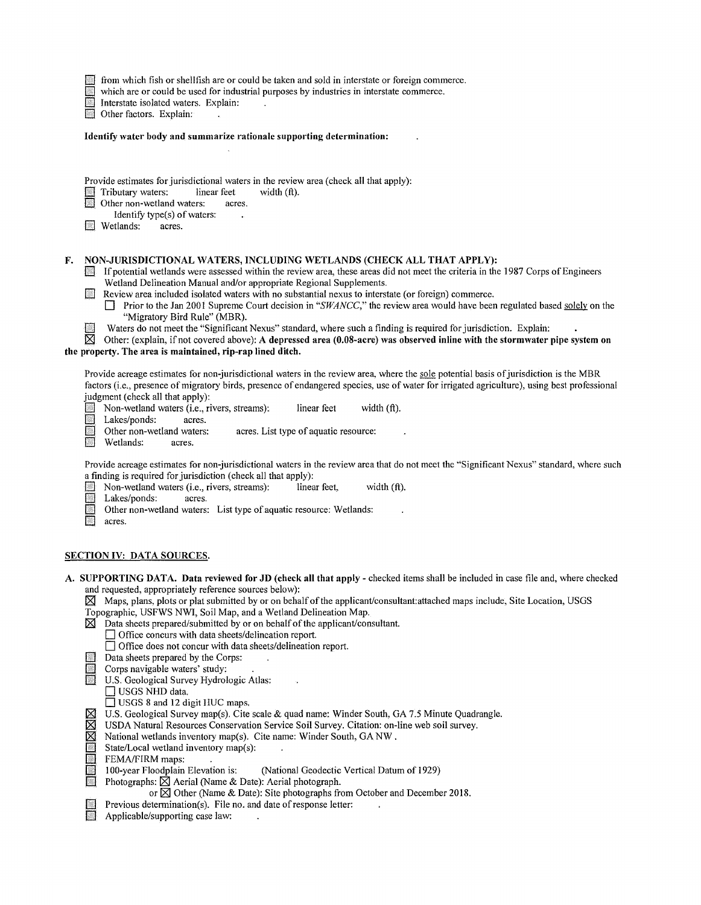- ☐ from which fish or shellfish are or could be taken and sold in interstate or foreign commerce.
- ☐ which are or could be used for industrial purposes by industries in interstate commerce.
- ☐ Interstate isolated waters. Explain: .
- ☐ Other factors. Explain: .

**Identify water body and summarize rationale supporting determination:** .

Provide estimates for jurisdictional waters in the review area (check all that apply):

- ☐ Tributary waters: linear feet width (ft).
- ☐ Other non-wetland waters: acres.
  - Identify type(s) of waters: .
- ☐ Wetlands: acres.

**F. NON-JURISDICTIONAL WATERS, INCLUDING WETLANDS (CHECK ALL THAT APPLY):**

- ☐ If potential wetlands were assessed within the review area, these areas did not meet the criteria in the 1987 Corps of Engineers Wetland Delineation Manual and/or appropriate Regional Supplements.
- ☐ Review area included isolated waters with no substantial nexus to interstate (or foreign) commerce.
  - ☐ Prior to the Jan 2001 Supreme Court decision in "*SWANCC*," the review area would have been regulated based solely on the "Migratory Bird Rule" (MBR).
- ☐ Waters do not meet the "Significant Nexus" standard, where such a finding is required for jurisdiction. Explain: .
- ☒ Other: (explain, if not covered above): **A depressed area (0.08-acre) was observed inline with the stormwater pipe system on the property. The area is maintained, rip-rap lined ditch.**

Provide acreage estimates for non-jurisdictional waters in the review area, where the sole potential basis of jurisdiction is the MBR factors (i.e., presence of migratory birds, presence of endangered species, use of water for irrigated agriculture), using best professional judgment (check all that apply):

- ☐ Non-wetland waters (i.e., rivers, streams): linear feet width (ft).
- ☐ Lakes/ponds: acres.
- ☐ Other non-wetland waters: acres. List type of aquatic resource: .
- ☐ Wetlands: acres.

Provide acreage estimates for non-jurisdictional waters in the review area that do not meet the "Significant Nexus" standard, where such a finding is required for jurisdiction (check all that apply):

- ☐ Non-wetland waters (i.e., rivers, streams): linear feet, width (ft).
- ☐ Lakes/ponds: acres.
- ☐ Other non-wetland waters: List type of aquatic resource: Wetlands: .
- ☐ acres.

## SECTION IV: DATA SOURCES.

**A. SUPPORTING DATA. Data reviewed for JD (check all that apply -** checked items shall be included in case file and, where checked and requested, appropriately reference sources below):

- ☒ Maps, plans, plots or plat submitted by or on behalf of the applicant/consultant:attached maps include, Site Location, USGS Topographic, USFWS NWI, Soil Map, and a Wetland Delineation Map.
- ☒ Data sheets prepared/submitted by or on behalf of the applicant/consultant.
  - ☐ Office concurs with data sheets/delineation report.
  - ☐ Office does not concur with data sheets/delineation report.
- ☐ Data sheets prepared by the Corps: .
- ☐ Corps navigable waters' study: .
- ☐ U.S. Geological Survey Hydrologic Atlas: .
  - ☐ USGS NHD data.
  - ☐ USGS 8 and 12 digit HUC maps.
- ☒ U.S. Geological Survey map(s). Cite scale & quad name: Winder South, GA 7.5 Minute Quadrangle.
- ☒ USDA Natural Resources Conservation Service Soil Survey. Citation: on-line web soil survey.
- ☒ National wetlands inventory map(s). Cite name: Winder South, GA NW .
- ☐ State/Local wetland inventory map(s): .
- ☐ FEMA/FIRM maps: .
- ☐ 100-year Floodplain Elevation is: (National Geodectic Vertical Datum of 1929)
- ☐ Photographs: ☒ Aerial (Name & Date): Aerial photograph.
  - or ☒ Other (Name & Date): Site photographs from October and December 2018.
- ☐ Previous determination(s). File no. and date of response letter: .
- ☐ Applicable/supporting case law: .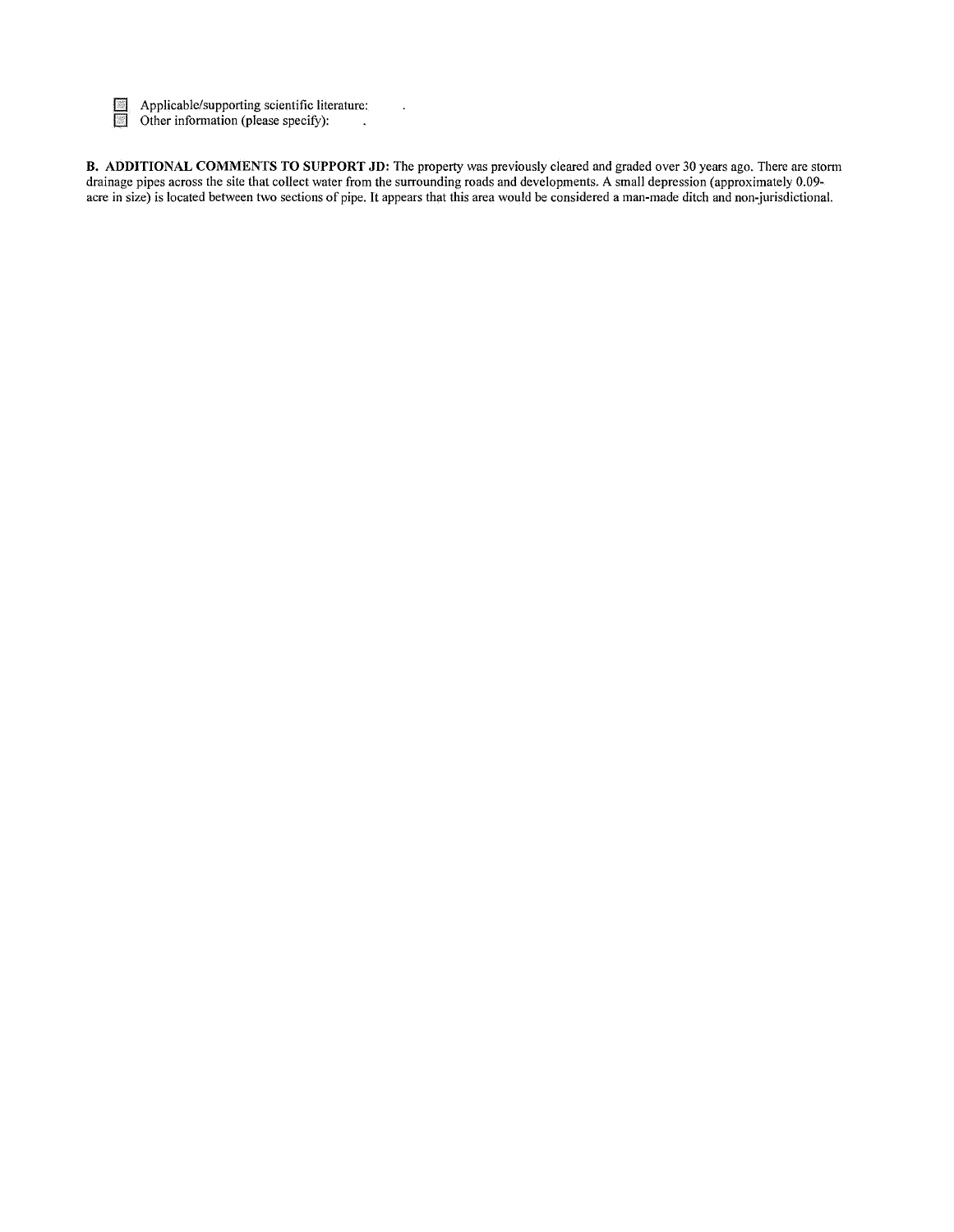- ☐ Applicable/supporting scientific literature: .
- ☐ Other information (please specify): .

**B. ADDITIONAL COMMENTS TO SUPPORT JD:** The property was previously cleared and graded over 30 years ago. There are storm drainage pipes across the site that collect water from the surrounding roads and developments. A small depression (approximately 0.09-acre in size) is located between two sections of pipe. It appears that this area would be considered a man-made ditch and non-jurisdictional.